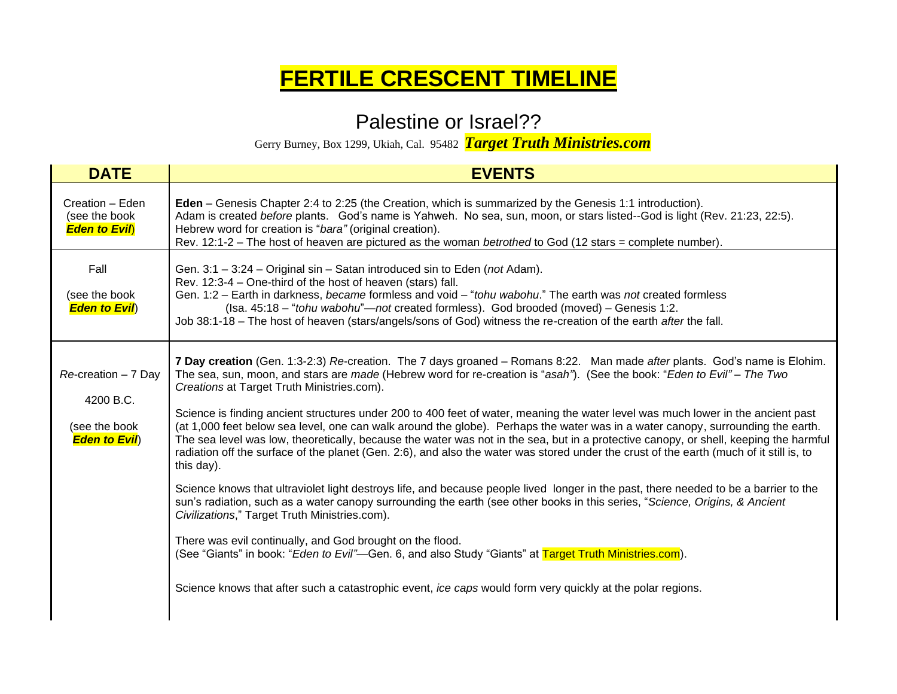# FERTILE CRESCENT TIMELINE

## Palestine or Israel??

Gerry Burney, Box 1299, Ukiah, Cal. 95482 ***Target Truth Ministries.com***

| DATE | EVENTS |
|---|---|
| Creation – Eden (see the book ***Eden to Evil***) | **Eden** – Genesis Chapter 2:4 to 2:25 (the Creation, which is summarized by the Genesis 1:1 introduction).<br>Adam is created *before* plants. God's name is Yahweh. No sea, sun, moon, or stars listed--God is light (Rev. 21:23, 22:5).<br>Hebrew word for creation is "*bara"* (original creation).<br>Rev. 12:1-2 – The host of heaven are pictured as the woman *betrothed* to God (12 stars = complete number). |
| Fall<br><br>(see the book ***Eden to Evil***) | Gen. 3:1 – 3:24 – Original sin – Satan introduced sin to Eden (*not* Adam).<br>Rev. 12:3-4 – One-third of the host of heaven (stars) fall.<br>Gen. 1:2 – Earth in darkness, *became* formless and void – "*tohu wabohu*." The earth was *not* created formless (Isa. 45:18 – "*tohu wabohu*"—*not* created formless). God brooded (moved) – Genesis 1:2.<br>Job 38:1-18 – The host of heaven (stars/angels/sons of God) witness the re-creation of the earth *after* the fall. |
| *Re*-creation – 7 Day<br><br>4200 B.C.<br><br>(see the book ***Eden to Evil***) | **7 Day creation** (Gen. 1:3-2:3) *Re*-creation. The 7 days groaned – Romans 8:22. Man made *after* plants. God's name is Elohim. The sea, sun, moon, and stars are *made* (Hebrew word for re-creation is "*asah"*). (See the book: "*Eden to Evil" – The Two Creations* at Target Truth Ministries.com).<br><br>Science is finding ancient structures under 200 to 400 feet of water, meaning the water level was much lower in the ancient past (at 1,000 feet below sea level, one can walk around the globe). Perhaps the water was in a water canopy, surrounding the earth. The sea level was low, theoretically, because the water was not in the sea, but in a protective canopy, or shell, keeping the harmful radiation off the surface of the planet (Gen. 2:6), and also the water was stored under the crust of the earth (much of it still is, to this day).<br><br>Science knows that ultraviolet light destroys life, and because people lived longer in the past, there needed to be a barrier to the sun's radiation, such as a water canopy surrounding the earth (see other books in this series, "*Science, Origins, & Ancient Civilizations*," Target Truth Ministries.com).<br><br>There was evil continually, and God brought on the flood.<br>(See "Giants" in book: "*Eden to Evil"*—Gen. 6, and also Study "Giants" at Target Truth Ministries.com).<br><br>Science knows that after such a catastrophic event, *ice caps* would form very quickly at the polar regions. |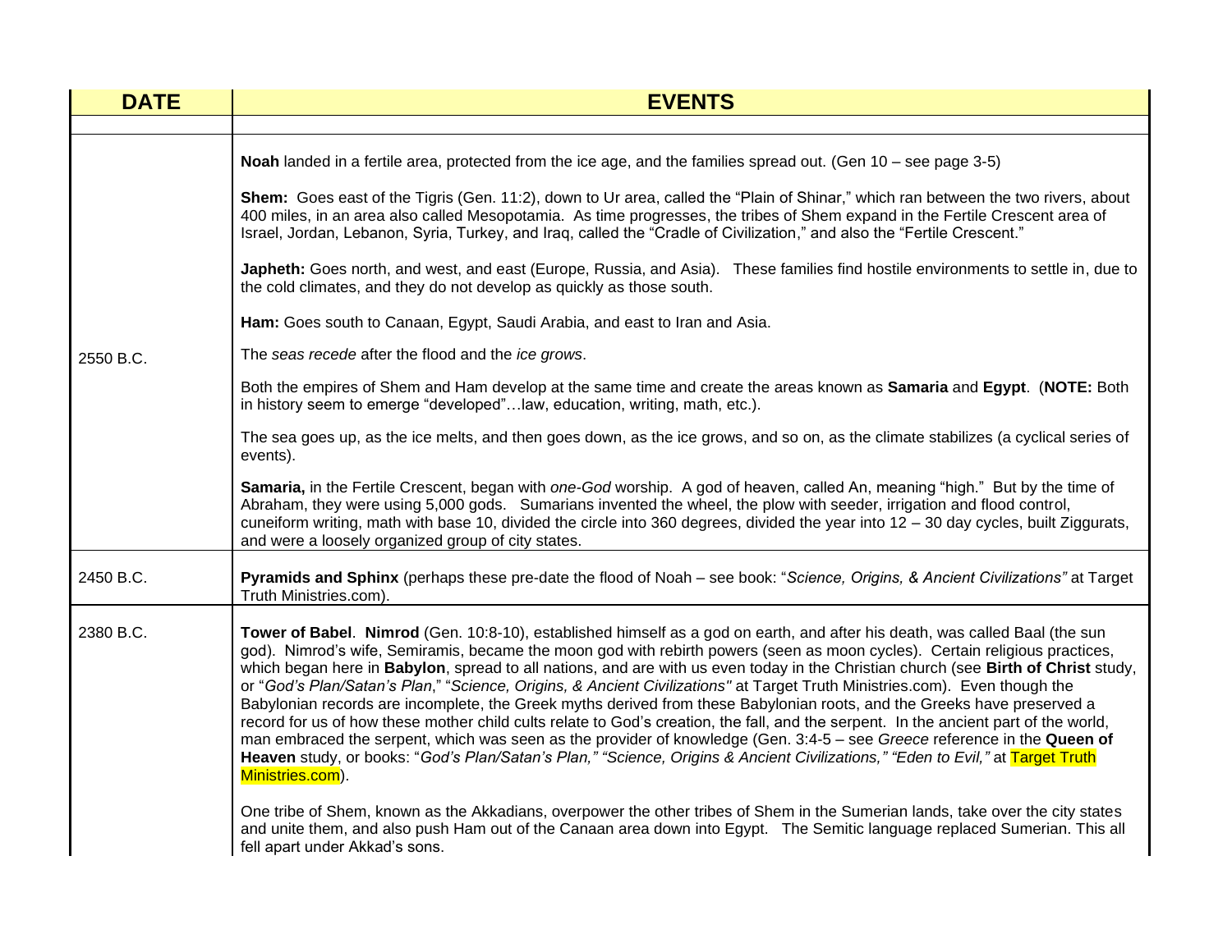| DATE | EVENTS |
|---|---|
| | |
| 2550 B.C. | **Noah** landed in a fertile area, protected from the ice age, and the families spread out. (Gen 10 – see page 3-5)<br><br>**Shem:** Goes east of the Tigris (Gen. 11:2), down to Ur area, called the "Plain of Shinar," which ran between the two rivers, about 400 miles, in an area also called Mesopotamia. As time progresses, the tribes of Shem expand in the Fertile Crescent area of Israel, Jordan, Lebanon, Syria, Turkey, and Iraq, called the "Cradle of Civilization," and also the "Fertile Crescent."<br><br>**Japheth:** Goes north, and west, and east (Europe, Russia, and Asia). These families find hostile environments to settle in, due to the cold climates, and they do not develop as quickly as those south.<br><br>**Ham:** Goes south to Canaan, Egypt, Saudi Arabia, and east to Iran and Asia.<br><br>The *seas recede* after the flood and the *ice grows*.<br><br>Both the empires of Shem and Ham develop at the same time and create the areas known as **Samaria** and **Egypt**. (**NOTE:** Both in history seem to emerge "developed"…law, education, writing, math, etc.).<br><br>The sea goes up, as the ice melts, and then goes down, as the ice grows, and so on, as the climate stabilizes (a cyclical series of events).<br><br>**Samaria,** in the Fertile Crescent, began with *one-God* worship. A god of heaven, called An, meaning "high." But by the time of Abraham, they were using 5,000 gods. Sumarians invented the wheel, the plow with seeder, irrigation and flood control, cuneiform writing, math with base 10, divided the circle into 360 degrees, divided the year into 12 – 30 day cycles, built Ziggurats, and were a loosely organized group of city states. |
| 2450 B.C. | **Pyramids and Sphinx** (perhaps these pre-date the flood of Noah – see book: "*Science, Origins, & Ancient Civilizations"* at Target Truth Ministries.com). |
| 2380 B.C. | **Tower of Babel**. **Nimrod** (Gen. 10:8-10), established himself as a god on earth, and after his death, was called Baal (the sun god). Nimrod's wife, Semiramis, became the moon god with rebirth powers (seen as moon cycles). Certain religious practices, which began here in **Babylon**, spread to all nations, and are with us even today in the Christian church (see **Birth of Christ** study, or "*God's Plan/Satan's Plan*," "*Science, Origins, & Ancient Civilizations"* at Target Truth Ministries.com). Even though the Babylonian records are incomplete, the Greek myths derived from these Babylonian roots, and the Greeks have preserved a record for us of how these mother child cults relate to God's creation, the fall, and the serpent. In the ancient part of the world, man embraced the serpent, which was seen as the provider of knowledge (Gen. 3:4-5 – see *Greece* reference in the **Queen of Heaven** study, or books: "*God's Plan/Satan's Plan," "Science, Origins & Ancient Civilizations," "Eden to Evil,"* at Target Truth Ministries.com).<br><br>One tribe of Shem, known as the Akkadians, overpower the other tribes of Shem in the Sumerian lands, take over the city states and unite them, and also push Ham out of the Canaan area down into Egypt. The Semitic language replaced Sumerian. This all fell apart under Akkad's sons. |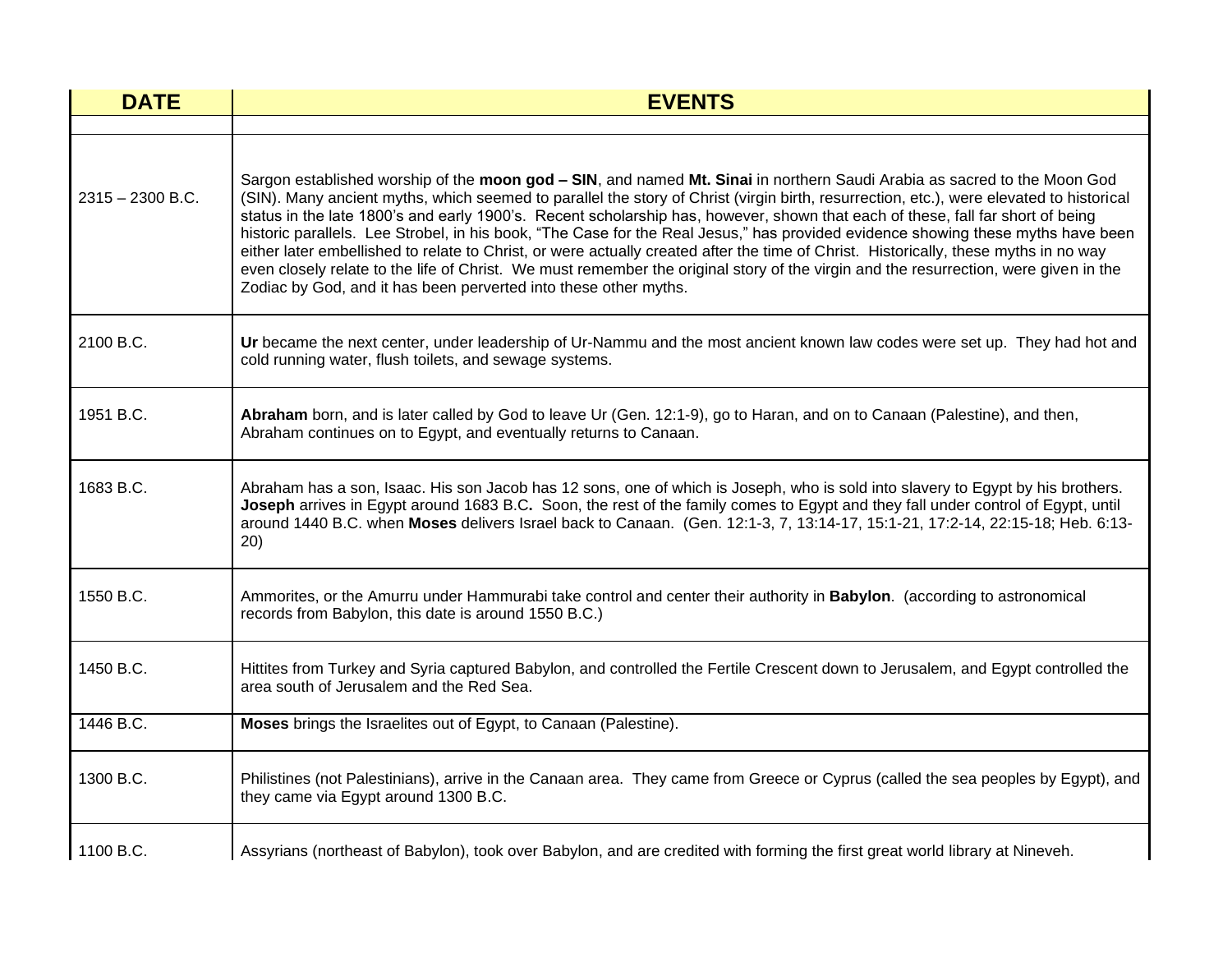| DATE | EVENTS |
|---|---|
| | |
| 2315 – 2300 B.C. | Sargon established worship of the **moon god – SIN**, and named **Mt. Sinai** in northern Saudi Arabia as sacred to the Moon God (SIN). Many ancient myths, which seemed to parallel the story of Christ (virgin birth, resurrection, etc.), were elevated to historical status in the late 1800's and early 1900's. Recent scholarship has, however, shown that each of these, fall far short of being historic parallels. Lee Strobel, in his book, "The Case for the Real Jesus," has provided evidence showing these myths have been either later embellished to relate to Christ, or were actually created after the time of Christ. Historically, these myths in no way even closely relate to the life of Christ. We must remember the original story of the virgin and the resurrection, were given in the Zodiac by God, and it has been perverted into these other myths. |
| 2100 B.C. | **Ur** became the next center, under leadership of Ur-Nammu and the most ancient known law codes were set up. They had hot and cold running water, flush toilets, and sewage systems. |
| 1951 B.C. | **Abraham** born, and is later called by God to leave Ur (Gen. 12:1-9), go to Haran, and on to Canaan (Palestine), and then, Abraham continues on to Egypt, and eventually returns to Canaan. |
| 1683 B.C. | Abraham has a son, Isaac. His son Jacob has 12 sons, one of which is Joseph, who is sold into slavery to Egypt by his brothers. **Joseph** arrives in Egypt around 1683 B.C**.** Soon, the rest of the family comes to Egypt and they fall under control of Egypt, until around 1440 B.C. when **Moses** delivers Israel back to Canaan. (Gen. 12:1-3, 7, 13:14-17, 15:1-21, 17:2-14, 22:15-18; Heb. 6:13-20) |
| 1550 B.C. | Ammorites, or the Amurru under Hammurabi take control and center their authority in **Babylon**. (according to astronomical records from Babylon, this date is around 1550 B.C.) |
| 1450 B.C. | Hittites from Turkey and Syria captured Babylon, and controlled the Fertile Crescent down to Jerusalem, and Egypt controlled the area south of Jerusalem and the Red Sea. |
| 1446 B.C. | **Moses** brings the Israelites out of Egypt, to Canaan (Palestine). |
| 1300 B.C. | Philistines (not Palestinians), arrive in the Canaan area. They came from Greece or Cyprus (called the sea peoples by Egypt), and they came via Egypt around 1300 B.C. |
| 1100 B.C. | Assyrians (northeast of Babylon), took over Babylon, and are credited with forming the first great world library at Nineveh. |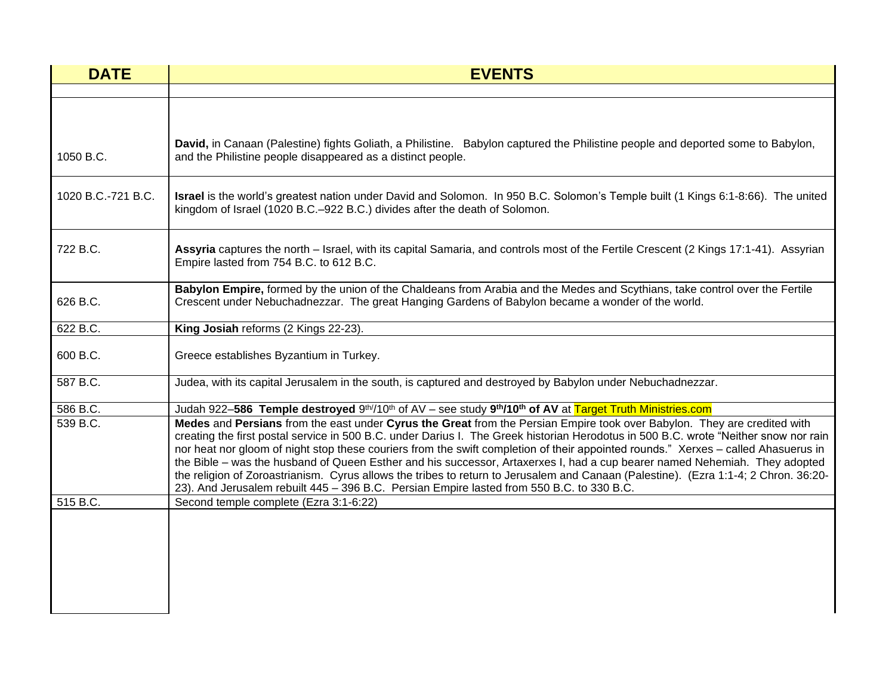| DATE | EVENTS |
|---|---|
| | |
| 1050 B.C. | **David,** in Canaan (Palestine) fights Goliath, a Philistine. Babylon captured the Philistine people and deported some to Babylon, and the Philistine people disappeared as a distinct people. |
| 1020 B.C.-721 B.C. | **Israel** is the world's greatest nation under David and Solomon. In 950 B.C. Solomon's Temple built (1 Kings 6:1-8:66). The united kingdom of Israel (1020 B.C.–922 B.C.) divides after the death of Solomon. |
| 722 B.C. | **Assyria** captures the north – Israel, with its capital Samaria, and controls most of the Fertile Crescent (2 Kings 17:1-41). Assyrian Empire lasted from 754 B.C. to 612 B.C. |
| 626 B.C. | **Babylon Empire,** formed by the union of the Chaldeans from Arabia and the Medes and Scythians, take control over the Fertile Crescent under Nebuchadnezzar. The great Hanging Gardens of Babylon became a wonder of the world. |
| 622 B.C. | **King Josiah** reforms (2 Kings 22-23). |
| 600 B.C. | Greece establishes Byzantium in Turkey. |
| 587 B.C. | Judea, with its capital Jerusalem in the south, is captured and destroyed by Babylon under Nebuchadnezzar. |
| 586 B.C. | Judah 922–**586 Temple destroyed** 9th/10th of AV – see study **9th/10th of AV** at Target Truth Ministries.com |
| 539 B.C. | **Medes** and **Persians** from the east under **Cyrus the Great** from the Persian Empire took over Babylon. They are credited with creating the first postal service in 500 B.C. under Darius I. The Greek historian Herodotus in 500 B.C. wrote "Neither snow nor rain nor heat nor gloom of night stop these couriers from the swift completion of their appointed rounds." Xerxes – called Ahasuerus in the Bible – was the husband of Queen Esther and his successor, Artaxerxes I, had a cup bearer named Nehemiah. They adopted the religion of Zoroastrianism. Cyrus allows the tribes to return to Jerusalem and Canaan (Palestine). (Ezra 1:1-4; 2 Chron. 36:20-23). And Jerusalem rebuilt 445 – 396 B.C. Persian Empire lasted from 550 B.C. to 330 B.C. |
| 515 B.C. | Second temple complete (Ezra 3:1-6:22) |
| | |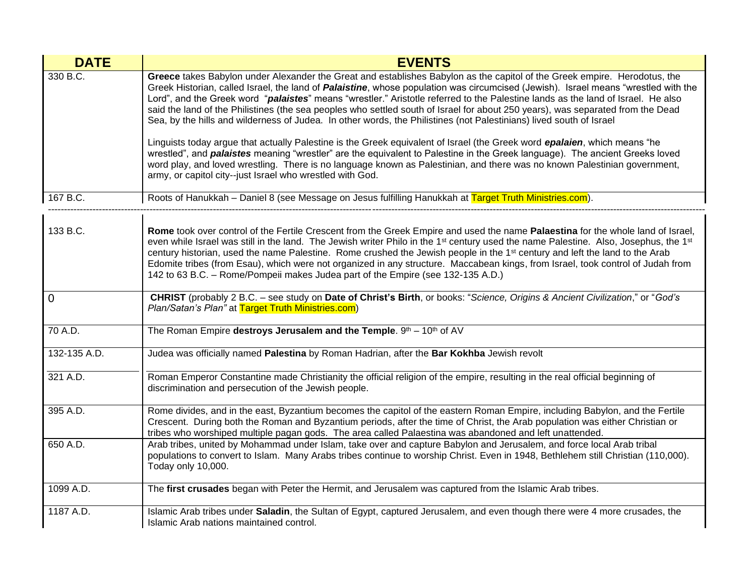| DATE | EVENTS |
| --- | --- |
| 330 B.C. | **Greece** takes Babylon under Alexander the Great and establishes Babylon as the capitol of the Greek empire. Herodotus, the Greek Historian, called Israel, the land of ***Palaistine***, whose population was circumcised (Jewish). Israel means "wrestled with the Lord", and the Greek word "***palaistes***" means "wrestler." Aristotle referred to the Palestine lands as the land of Israel. He also said the land of the Philistines (the sea peoples who settled south of Israel for about 250 years), was separated from the Dead Sea, by the hills and wilderness of Judea. In other words, the Philistines (not Palestinians) lived south of Israel<br><br>Linguists today argue that actually Palestine is the Greek equivalent of Israel (the Greek word ***epalaien***, which means "he wrestled", and ***palaistes*** meaning "wrestler" are the equivalent to Palestine in the Greek language). The ancient Greeks loved word play, and loved wrestling. There is no language known as Palestinian, and there was no known Palestinian government, army, or capitol city--just Israel who wrestled with God. |
| 167 B.C. | Roots of Hanukkah – Daniel 8 (see Message on Jesus fulfilling Hanukkah at Target Truth Ministries.com). |
| 133 B.C. | **Rome** took over control of the Fertile Crescent from the Greek Empire and used the name **Palaestina** for the whole land of Israel, even while Israel was still in the land. The Jewish writer Philo in the 1st century used the name Palestine. Also, Josephus, the 1st century historian, used the name Palestine. Rome crushed the Jewish people in the 1st century and left the land to the Arab Edomite tribes (from Esau), which were not organized in any structure. Maccabean kings, from Israel, took control of Judah from 142 to 63 B.C. – Rome/Pompeii makes Judea part of the Empire (see 132-135 A.D.) |
| 0 | **CHRIST** (probably 2 B.C. – see study on **Date of Christ's Birth**, or books: "*Science, Origins & Ancient Civilization*," or "*God's Plan/Satan's Plan"* at Target Truth Ministries.com) |
| 70 A.D. | The Roman Empire **destroys Jerusalem and the Temple**. 9th – 10th of AV |
| 132-135 A.D. | Judea was officially named **Palestina** by Roman Hadrian, after the **Bar Kokhba** Jewish revolt |
| 321 A.D. | Roman Emperor Constantine made Christianity the official religion of the empire, resulting in the real official beginning of discrimination and persecution of the Jewish people. |
| 395 A.D. | Rome divides, and in the east, Byzantium becomes the capitol of the eastern Roman Empire, including Babylon, and the Fertile Crescent. During both the Roman and Byzantium periods, after the time of Christ, the Arab population was either Christian or tribes who worshiped multiple pagan gods. The area called Palaestina was abandoned and left unattended. |
| 650 A.D. | Arab tribes, united by Mohammad under Islam, take over and capture Babylon and Jerusalem, and force local Arab tribal populations to convert to Islam. Many Arabs tribes continue to worship Christ. Even in 1948, Bethlehem still Christian (110,000). Today only 10,000. |
| 1099 A.D. | The **first crusades** began with Peter the Hermit, and Jerusalem was captured from the Islamic Arab tribes. |
| 1187 A.D. | Islamic Arab tribes under **Saladin**, the Sultan of Egypt, captured Jerusalem, and even though there were 4 more crusades, the Islamic Arab nations maintained control. |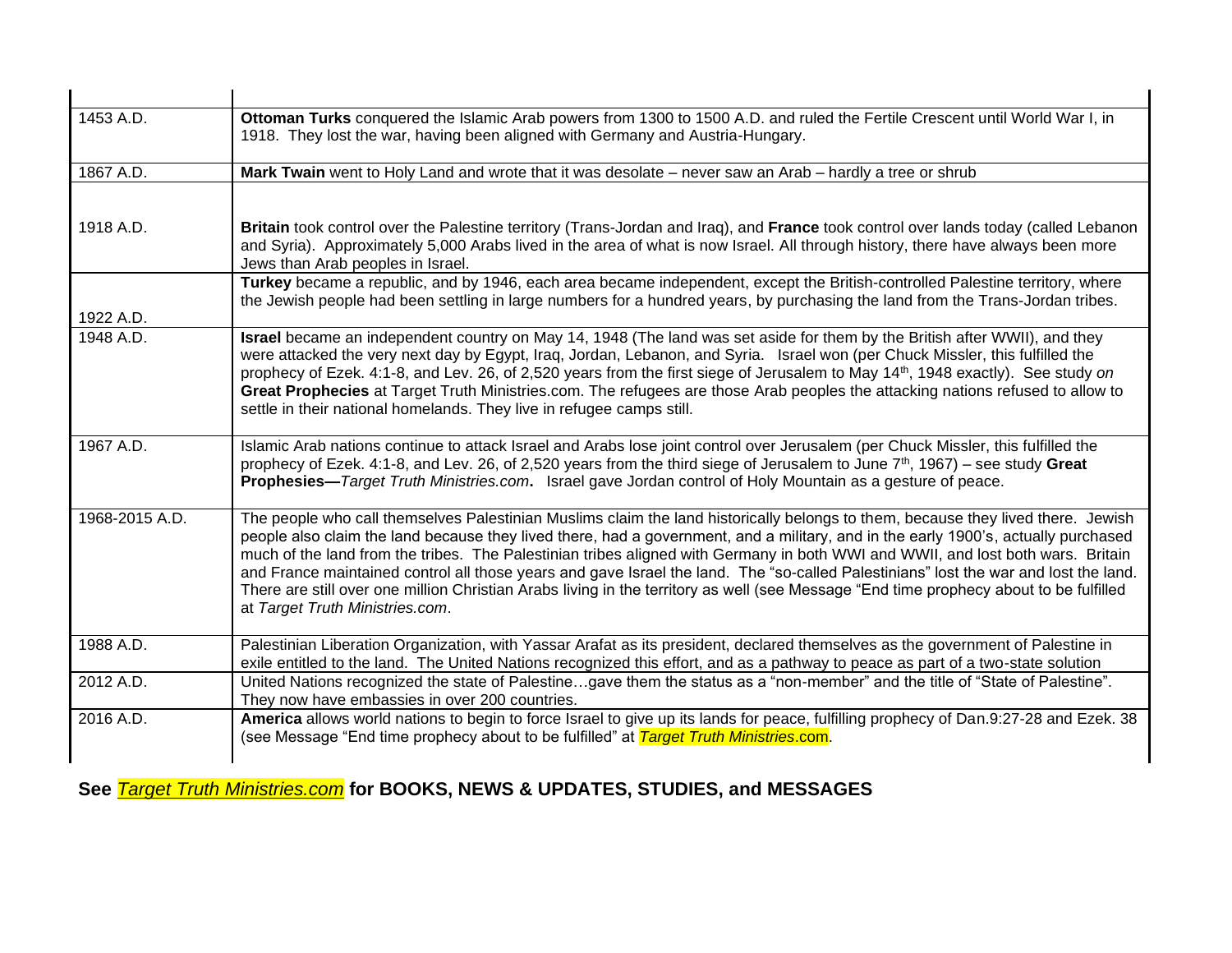| | |
|---|---|
| 1453 A.D. | **Ottoman Turks** conquered the Islamic Arab powers from 1300 to 1500 A.D. and ruled the Fertile Crescent until World War I, in 1918. They lost the war, having been aligned with Germany and Austria-Hungary. |
| 1867 A.D. | **Mark Twain** went to Holy Land and wrote that it was desolate – never saw an Arab – hardly a tree or shrub |
| 1918 A.D. | **Britain** took control over the Palestine territory (Trans-Jordan and Iraq), and **France** took control over lands today (called Lebanon and Syria). Approximately 5,000 Arabs lived in the area of what is now Israel. All through history, there have always been more Jews than Arab peoples in Israel. |
| 1922 A.D. | **Turkey** became a republic, and by 1946, each area became independent, except the British-controlled Palestine territory, where the Jewish people had been settling in large numbers for a hundred years, by purchasing the land from the Trans-Jordan tribes. |
| 1948 A.D. | **Israel** became an independent country on May 14, 1948 (The land was set aside for them by the British after WWII), and they were attacked the very next day by Egypt, Iraq, Jordan, Lebanon, and Syria. Israel won (per Chuck Missler, this fulfilled the prophecy of Ezek. 4:1-8, and Lev. 26, of 2,520 years from the first siege of Jerusalem to May 14th, 1948 exactly). See study *on* **Great Prophecies** at Target Truth Ministries.com. The refugees are those Arab peoples the attacking nations refused to allow to settle in their national homelands. They live in refugee camps still. |
| 1967 A.D. | Islamic Arab nations continue to attack Israel and Arabs lose joint control over Jerusalem (per Chuck Missler, this fulfilled the prophecy of Ezek. 4:1-8, and Lev. 26, of 2,520 years from the third siege of Jerusalem to June 7th, 1967) – see study **Great Prophesies—***Target Truth Ministries.com***.** Israel gave Jordan control of Holy Mountain as a gesture of peace. |
| 1968-2015 A.D. | The people who call themselves Palestinian Muslims claim the land historically belongs to them, because they lived there. Jewish people also claim the land because they lived there, had a government, and a military, and in the early 1900's, actually purchased much of the land from the tribes. The Palestinian tribes aligned with Germany in both WWI and WWII, and lost both wars. Britain and France maintained control all those years and gave Israel the land. The "so-called Palestinians" lost the war and lost the land. There are still over one million Christian Arabs living in the territory as well (see Message "End time prophecy about to be fulfilled at *Target Truth Ministries.com*. |
| 1988 A.D. | Palestinian Liberation Organization, with Yassar Arafat as its president, declared themselves as the government of Palestine in exile entitled to the land. The United Nations recognized this effort, and as a pathway to peace as part of a two-state solution |
| 2012 A.D. | United Nations recognized the state of Palestine…gave them the status as a "non-member" and the title of "State of Palestine". They now have embassies in over 200 countries. |
| 2016 A.D. | **America** allows world nations to begin to force Israel to give up its lands for peace, fulfilling prophecy of Dan.9:27-28 and Ezek. 38 (see Message "End time prophecy about to be fulfilled" at *Target Truth Ministries*.com. |

**See *Target Truth Ministries.com* for BOOKS, NEWS & UPDATES, STUDIES, and MESSAGES**